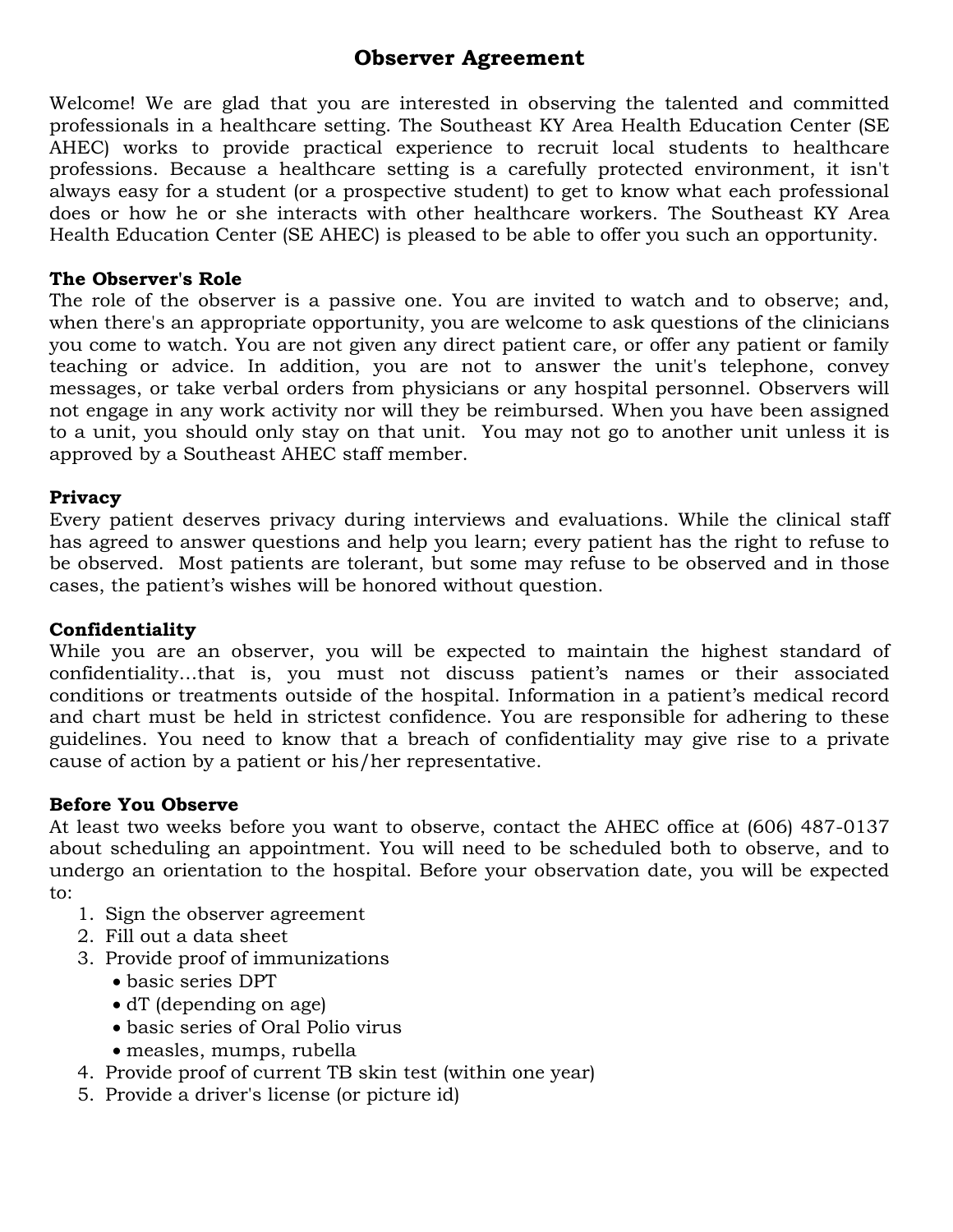# Observer Agreement

Welcome! We are glad that you are interested in observing the talented and committed professionals in a healthcare setting. The Southeast KY Area Health Education Center (SE AHEC) works to provide practical experience to recruit local students to healthcare professions. Because a healthcare setting is a carefully protected environment, it isn't always easy for a student (or a prospective student) to get to know what each professional does or how he or she interacts with other healthcare workers. The Southeast KY Area Health Education Center (SE AHEC) is pleased to be able to offer you such an opportunity.

**The Observer's Role**

The role of the observer is a passive one. You are invited to watch and to observe; and, when there's an appropriate opportunity, you are welcome to ask questions of the clinicians you come to watch. You are not given any direct patient care, or offer any patient or family teaching or advice. In addition, you are not to answer the unit's telephone, convey messages, or take verbal orders from physicians or any hospital personnel. Observers will not engage in any work activity nor will they be reimbursed. When you have been assigned to a unit, you should only stay on that unit. You may not go to another unit unless it is approved by a Southeast AHEC staff member.

**Privacy**

Every patient deserves privacy during interviews and evaluations. While the clinical staff has agreed to answer questions and help you learn; every patient has the right to refuse to be observed. Most patients are tolerant, but some may refuse to be observed and in those cases, the patient's wishes will be honored without question.

**Confidentiality**

While you are an observer, you will be expected to maintain the highest standard of confidentiality…that is, you must not discuss patient's names or their associated conditions or treatments outside of the hospital. Information in a patient's medical record and chart must be held in strictest confidence. You are responsible for adhering to these guidelines. You need to know that a breach of confidentiality may give rise to a private cause of action by a patient or his/her representative.

**Before You Observe**

At least two weeks before you want to observe, contact the AHEC office at (606) 487-0137 about scheduling an appointment. You will need to be scheduled both to observe, and to undergo an orientation to the hospital. Before your observation date, you will be expected to:

1. Sign the observer agreement
2. Fill out a data sheet
3. Provide proof of immunizations
   - basic series DPT
   - dT (depending on age)
   - basic series of Oral Polio virus
   - measles, mumps, rubella
4. Provide proof of current TB skin test (within one year)
5. Provide a driver's license (or picture id)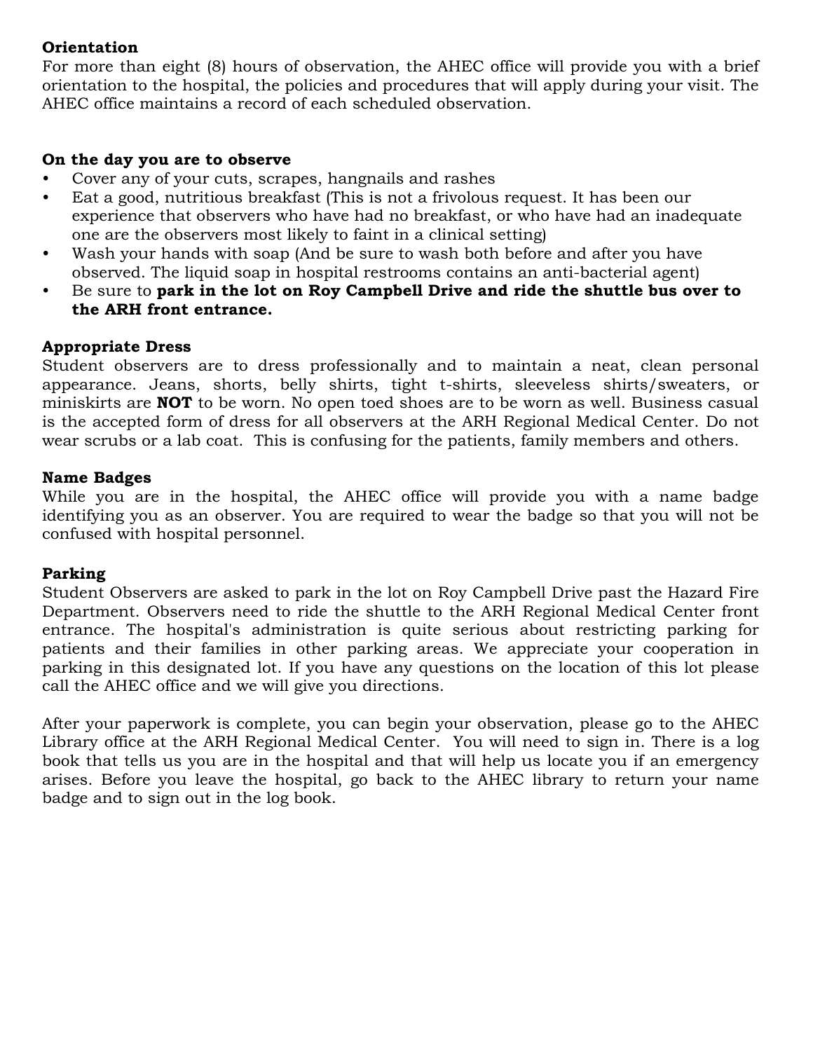**Orientation**

For more than eight (8) hours of observation, the AHEC office will provide you with a brief orientation to the hospital, the policies and procedures that will apply during your visit. The AHEC office maintains a record of each scheduled observation.

**On the day you are to observe**

- Cover any of your cuts, scrapes, hangnails and rashes
- Eat a good, nutritious breakfast (This is not a frivolous request. It has been our experience that observers who have had no breakfast, or who have had an inadequate one are the observers most likely to faint in a clinical setting)
- Wash your hands with soap (And be sure to wash both before and after you have observed. The liquid soap in hospital restrooms contains an anti-bacterial agent)
- Be sure to **park in the lot on Roy Campbell Drive and ride the shuttle bus over to the ARH front entrance.**

**Appropriate Dress**

Student observers are to dress professionally and to maintain a neat, clean personal appearance. Jeans, shorts, belly shirts, tight t-shirts, sleeveless shirts/sweaters, or miniskirts are **NOT** to be worn. No open toed shoes are to be worn as well. Business casual is the accepted form of dress for all observers at the ARH Regional Medical Center. Do not wear scrubs or a lab coat. This is confusing for the patients, family members and others.

**Name Badges**

While you are in the hospital, the AHEC office will provide you with a name badge identifying you as an observer. You are required to wear the badge so that you will not be confused with hospital personnel.

**Parking**

Student Observers are asked to park in the lot on Roy Campbell Drive past the Hazard Fire Department. Observers need to ride the shuttle to the ARH Regional Medical Center front entrance. The hospital's administration is quite serious about restricting parking for patients and their families in other parking areas. We appreciate your cooperation in parking in this designated lot. If you have any questions on the location of this lot please call the AHEC office and we will give you directions.

After your paperwork is complete, you can begin your observation, please go to the AHEC Library office at the ARH Regional Medical Center. You will need to sign in. There is a log book that tells us you are in the hospital and that will help us locate you if an emergency arises. Before you leave the hospital, go back to the AHEC library to return your name badge and to sign out in the log book.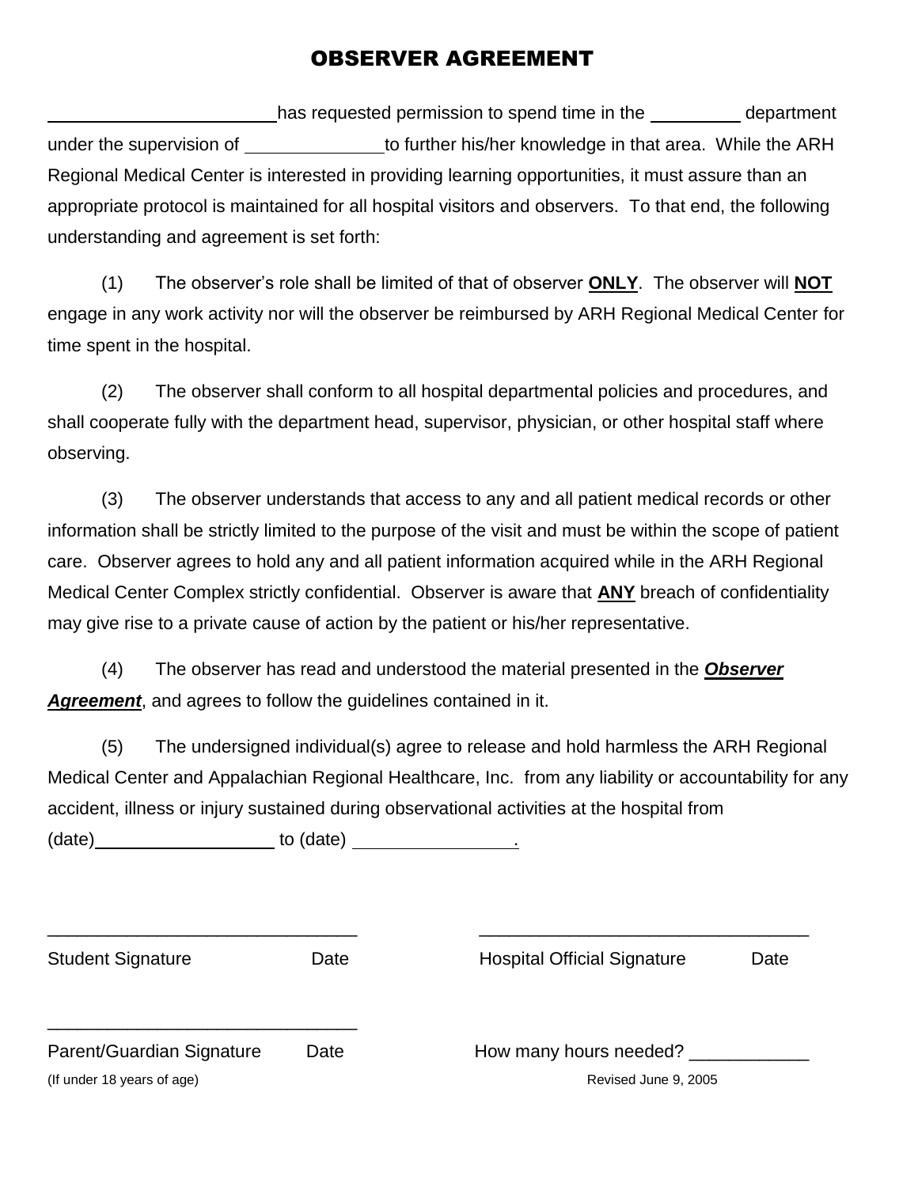# OBSERVER AGREEMENT

______________________ has requested permission to spend time in the _________ department under the supervision of _____________ to further his/her knowledge in that area. While the ARH Regional Medical Center is interested in providing learning opportunities, it must assure than an appropriate protocol is maintained for all hospital visitors and observers. To that end, the following understanding and agreement is set forth:

(1) The observer's role shall be limited of that of observer **ONLY**. The observer will **NOT** engage in any work activity nor will the observer be reimbursed by ARH Regional Medical Center for time spent in the hospital.

(2) The observer shall conform to all hospital departmental policies and procedures, and shall cooperate fully with the department head, supervisor, physician, or other hospital staff where observing.

(3) The observer understands that access to any and all patient medical records or other information shall be strictly limited to the purpose of the visit and must be within the scope of patient care. Observer agrees to hold any and all patient information acquired while in the ARH Regional Medical Center Complex strictly confidential. Observer is aware that **ANY** breach of confidentiality may give rise to a private cause of action by the patient or his/her representative.

(4) The observer has read and understood the material presented in the ***Observer Agreement***, and agrees to follow the guidelines contained in it.

(5) The undersigned individual(s) agree to release and hold harmless the ARH Regional Medical Center and Appalachian Regional Healthcare, Inc. from any liability or accountability for any accident, illness or injury sustained during observational activities at the hospital from (date)_________________ to (date) _______________.

_______________________________ _________________________________

Student Signature Date Hospital Official Signature Date

_______________________________

Parent/Guardian Signature Date How many hours needed? ___________

(If under 18 years of age) Revised June 9, 2005